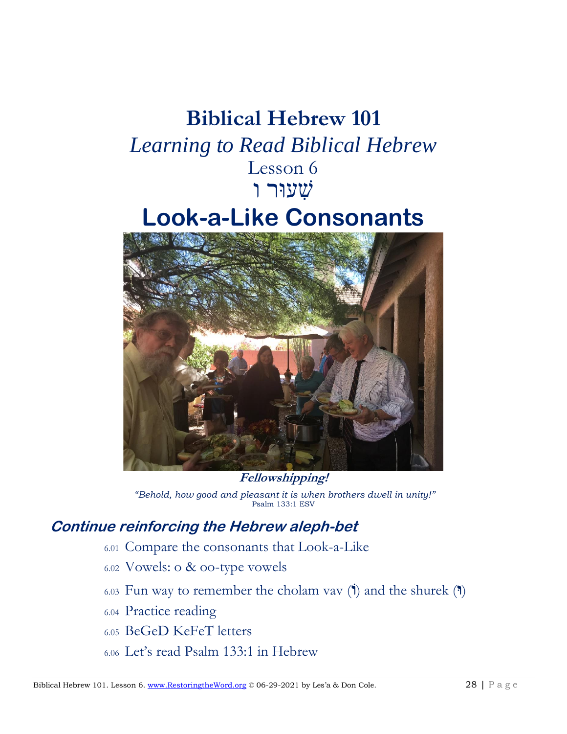# Biblical Hebrew 101

## *Learning to Read Biblical Hebrew*

Lesson 6

שִׁעוּר ו

# Look-a-Like Consonants

**Fellowshipping!**

*"Behold, how good and pleasant it is when brothers dwell in unity!"*
Psalm 133:1 ESV

## Continue reinforcing the Hebrew aleph-bet

- 6.01 Compare the consonants that Look-a-Like
- 6.02 Vowels: o & oo-type vowels
- 6.03 Fun way to remember the cholam vav (וֹ) and the shurek (וּ)
- 6.04 Practice reading
- 6.05 BeGeD KeFeT letters
- 6.06 Let's read Psalm 133:1 in Hebrew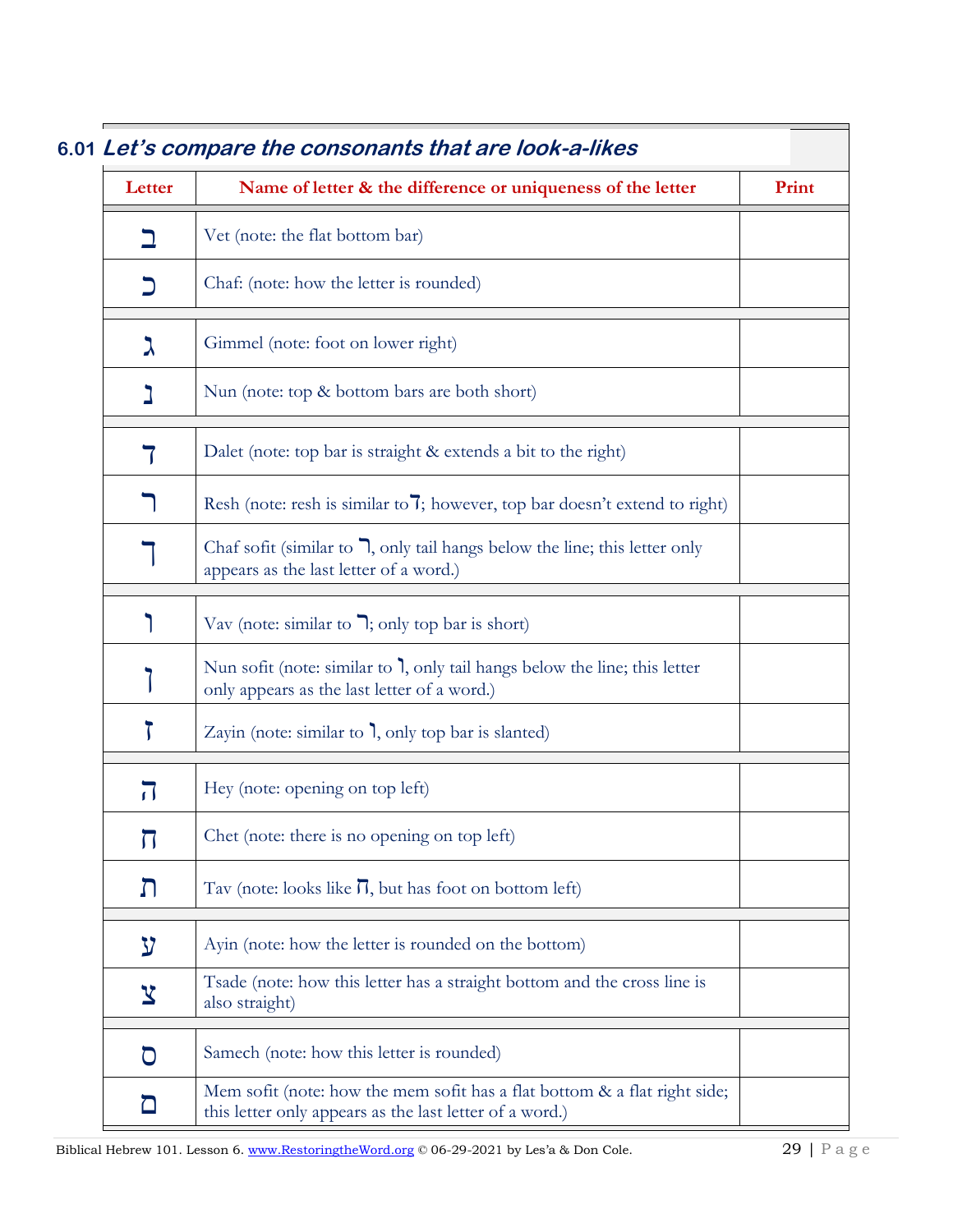## 6.01 *Let's compare the consonants that are look-a-likes*

| Letter | Name of letter & the difference or uniqueness of the letter | Print |
|---|---|---|
| ב | Vet (note: the flat bottom bar) | |
| כ | Chaf: (note: how the letter is rounded) | |
| ג | Gimmel (note: foot on lower right) | |
| נ | Nun (note: top & bottom bars are both short) | |
| ד | Dalet (note: top bar is straight & extends a bit to the right) | |
| ר | Resh (note: resh is similar to ד; however, top bar doesn't extend to right) | |
| ך | Chaf sofit (similar to ר, only tail hangs below the line; this letter only appears as the last letter of a word.) | |
| ו | Vav (note: similar to ר; only top bar is short) | |
| ן | Nun sofit (note: similar to ו, only tail hangs below the line; this letter only appears as the last letter of a word.) | |
| ז | Zayin (note: similar to ו, only top bar is slanted) | |
| ה | Hey (note: opening on top left) | |
| ח | Chet (note: there is no opening on top left) | |
| ת | Tav (note: looks like ח, but has foot on bottom left) | |
| ע | Ayin (note: how the letter is rounded on the bottom) | |
| צ | Tsade (note: how this letter has a straight bottom and the cross line is also straight) | |
| ס | Samech (note: how this letter is rounded) | |
| ם | Mem sofit (note: how the mem sofit has a flat bottom & a flat right side; this letter only appears as the last letter of a word.) | |

Biblical Hebrew 101. Lesson 6. www.RestoringtheWord.org © 06-29-2021 by Les'a & Don Cole.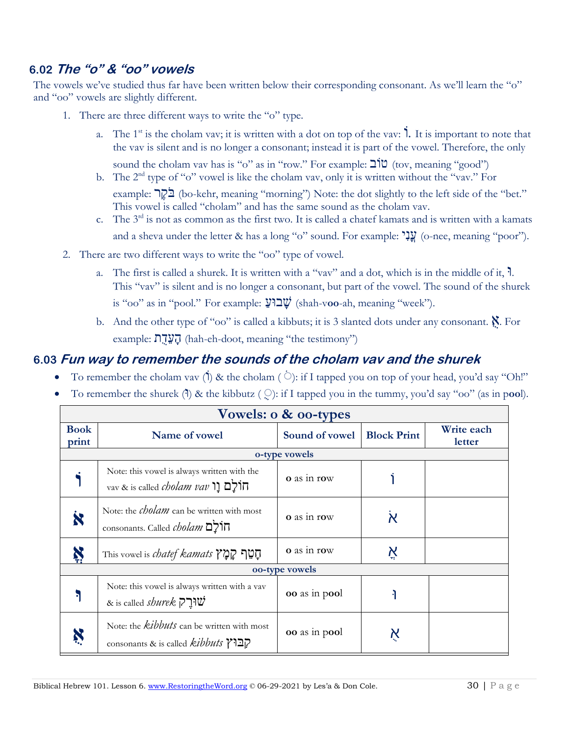## 6.02 *The "o" & "oo" vowels*

The vowels we've studied thus far have been written below their corresponding consonant. As we'll learn the "o" and "oo" vowels are slightly different.

1. There are three different ways to write the "o" type.
   a. The 1st is the cholam vav; it is written with a dot on top of the vav: וֹ. It is important to note that the vav is silent and is no longer a consonant; instead it is part of the vowel. Therefore, the only sound the cholam vav has is "o" as in "row." For example: טוֹב (tov, meaning "good")
   b. The 2nd type of "o" vowel is like the cholam vav, only it is written without the "vav." For example: בֹּקֶר (bo-kehr, meaning "morning") Note: the dot slightly to the left side of the "bet." This vowel is called "cholam" and has the same sound as the cholam vav.
   c. The 3rd is not as common as the first two. It is called a chatef kamats and is written with a kamats and a sheva under the letter & has a long "o" sound. For example: עֳנִי (o-nee, meaning "poor").
2. There are two different ways to write the "oo" type of vowel.
   a. The first is called a shurek. It is written with a "vav" and a dot, which is in the middle of it, וּ. This "vav" is silent and is no longer a consonant, but part of the vowel. The sound of the shurek is "oo" as in "pool." For example: שָׁבוּעַ (shah-v**oo**-ah, meaning "week").
   b. And the other type of "oo" is called a kibbuts; it is 3 slanted dots under any consonant. אֻ. For example: הָעֵדֻת (hah-eh-doot, meaning "the testimony")

## 6.03 *Fun way to remember the sounds of the cholam vav and the shurek*

- To remember the cholam vav (וֹ) & the cholam ( ֹ ): if I tapped you on top of your head, you'd say "Oh!"
- To remember the shurek (וּ) & the kibbutz ( ֻ ): if I tapped you in the tummy, you'd say "oo" (as in p**oo**l).

| Vowels: o & oo-types | | | | |
|---|---|---|---|---|
| **Book print** | **Name of vowel** | **Sound of vowel** | **Block Print** | **Write each letter** |
| **o-type vowels** | | | | |
| וֹ | Note: this vowel is always written with the vav & is called *cholam vav* חוֹלָם וָו | **o** as in r**o**w | וֹ | |
| אֹ | Note: the *cholam* can be written with most consonants. Called *cholam* חוֹלָם | **o** as in r**o**w | אֹ | |
| אֳ | This vowel is *chatef kamats* חָטֵף קָמָץ | **o** as in r**o**w | אֳ | |
| **oo-type vowels** | | | | |
| וּ | Note: this vowel is always written with a vav & is called *shurek* שׁוּרֶק | **oo** as in p**oo**l | וּ | |
| אֻ | Note: the *kibbuts* can be written with most consonants & is called *kibbuts* קִבּוּץ | **oo** as in p**oo**l | אֻ | |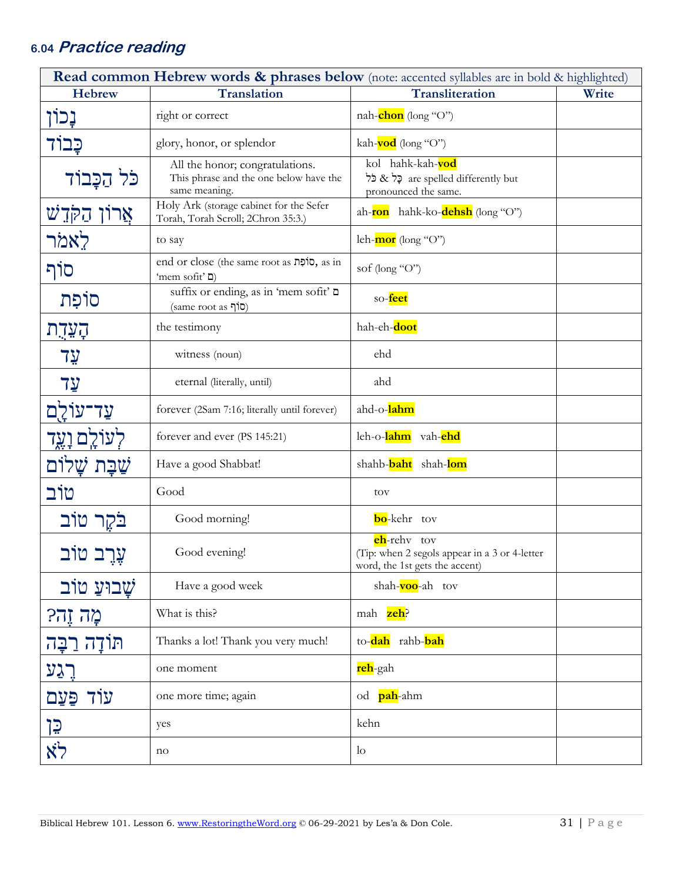### 6.04 *Practice reading*

| Read common Hebrew words & phrases below (note: accented syllables are in bold & highlighted) | | | |
|---|---|---|---|
| **Hebrew** | **Translation** | **Transliteration** | **Write** |
| נָכוֹן | right or correct | nah-**chon** (long "O") | |
| כָּבוֹד | glory, honor, or splendor | kah-**vod** (long "O") | |
| כֹּל הַכָּבוֹד | All the honor; congratulations. This phrase and the one below have the same meaning. | kol hahk-kah-**vod** כָּל & כֹּל are spelled differently but pronounced the same. | |
| אֲרוֹן הַקֹּדֶשׁ | Holy Ark (storage cabinet for the Sefer Torah, Torah Scroll; 2Chron 35:3.) | ah-**ron** hahk-ko-**dehsh** (long "O") | |
| לֵאמֹר | to say | leh-**mor** (long "O") | |
| סוֹף | end or close (the same root as סוֹפִת, as in 'mem sofit' ם) | sof (long "O") | |
| סוֹפִת | suffix or ending, as in 'mem sofit' ם (same root as סוֹף) | so-**feet** | |
| הָעֵדֻת | the testimony | hah-eh-**doot** | |
| עֵד | witness (noun) | ehd | |
| עַד | eternal (literally, until) | ahd | |
| עַד־עוֹלָם | forever (2Sam 7:16; literally until forever) | ahd-o-**lahm** | |
| לְעוֹלָם וָעֶד | forever and ever (PS 145:21) | leh-o-**lahm** vah-**ehd** | |
| שַׁבָּת שָׁלוֹם | Have a good Shabbat! | shahb-**baht** shah-**lom** | |
| טוֹב | Good | tov | |
| בֹּקֶר טוֹב | Good morning! | **bo**-kehr tov | |
| עֶרֶב טוֹב | Good evening! | **eh**-rehv tov (Tip: when 2 segols appear in a 3 or 4-letter word, the 1st gets the accent) | |
| שָׁבוּעַ טוֹב | Have a good week | shah-**voo**-ah tov | |
| מָה זֶה? | What is this? | mah **zeh**? | |
| תּוֹדָה רַבָּה | Thanks a lot! Thank you very much! | to-**dah** rahb-**bah** | |
| רֶגַע | one moment | **reh**-gah | |
| עוֹד פַּעַם | one more time; again | od **pah**-ahm | |
| כֵּן | yes | kehn | |
| לֹא | no | lo | |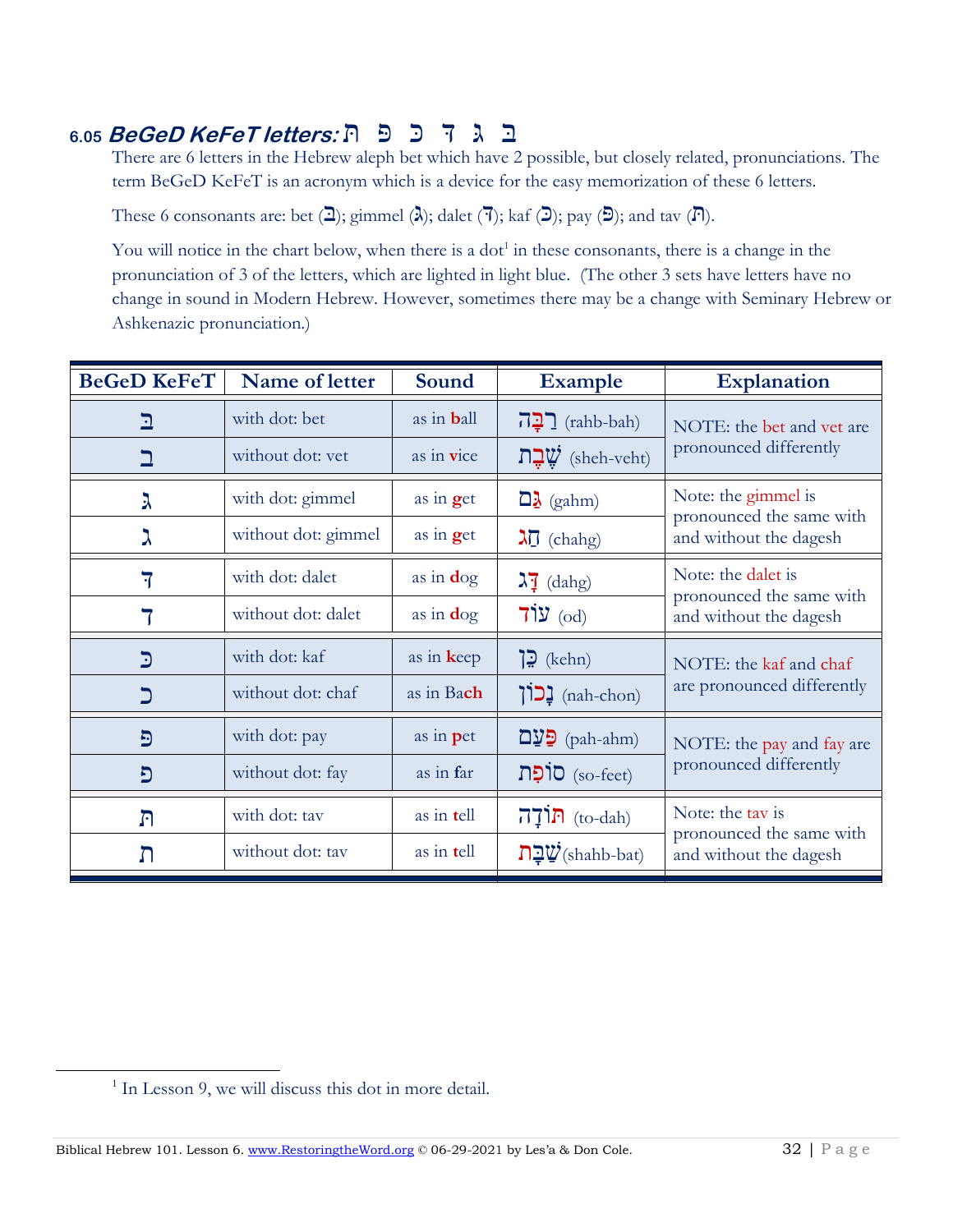### 6.05 *BeGeD KeFeT letters:* ת פ כ ד ג ב

There are 6 letters in the Hebrew aleph bet which have 2 possible, but closely related, pronunciations. The term BeGeD KeFeT is an acronym which is a device for the easy memorization of these 6 letters.

These 6 consonants are: bet (בּ); gimmel (גּ); dalet (דּ); kaf (כּ); pay (פּ); and tav (תּ).

You will notice in the chart below, when there is a dot[1] in these consonants, there is a change in the pronunciation of 3 of the letters, which are lighted in light blue. (The other 3 sets have letters have no change in sound in Modern Hebrew. However, sometimes there may be a change with Seminary Hebrew or Ashkenazic pronunciation.)

| BeGeD KeFeT | Name of letter | Sound | Example | Explanation |
|---|---|---|---|---|
| בּ | with dot: bet | as in **b**all | רַבָּה (rahb-bah) | NOTE: the bet and vet are pronounced differently |
| ב | without dot: vet | as in **v**ice | שֶׁבֶת (sheh-veht) | |
| גּ | with dot: gimmel | as in **g**et | גַּם (gahm) | Note: the gimmel is pronounced the same with and without the dagesh |
| ג | without dot: gimmel | as in **g**et | חַג (chahg) | |
| דּ | with dot: dalet | as in **d**og | דָּג (dahg) | Note: the dalet is pronounced the same with and without the dagesh |
| ד | without dot: dalet | as in **d**og | עוֹד (od) | |
| כּ | with dot: kaf | as in **k**eep | כֵּן (kehn) | NOTE: the kaf and chaf are pronounced differently |
| כ | without dot: chaf | as in Ba**ch** | נָכוֹן (nah-chon) | |
| פּ | with dot: pay | as in **p**et | פַּעַם (pah-ahm) | NOTE: the pay and fay are pronounced differently |
| פ | without dot: fay | as in **f**ar | סוֹפֵת (so-feet) | |
| תּ | with dot: tav | as in **t**ell | תּוֹדָה (to-dah) | Note: the tav is pronounced the same with and without the dagesh |
| ת | without dot: tav | as in **t**ell | שַׁבָּת (shahb-bat) | |

[1] In Lesson 9, we will discuss this dot in more detail.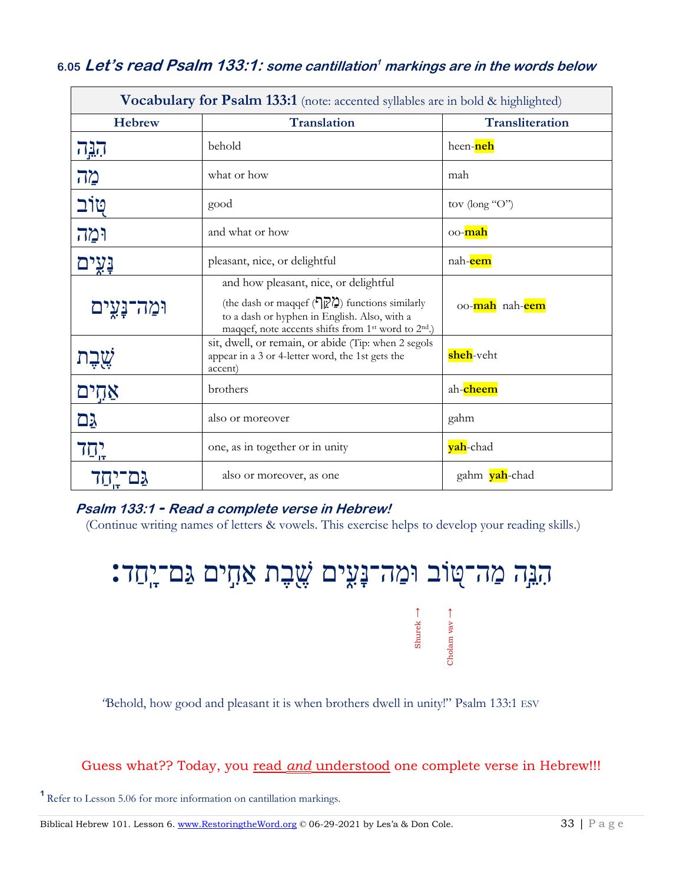### 6.05 ***Let's read Psalm 133:1:*** *some cantillation*[1] *markings are in the words below*

| Vocabulary for Psalm 133:1 (note: accented syllables are in bold & highlighted) | | |
|---|---|---|
| **Hebrew** | **Translation** | **Transliteration** |
| הִנֵּ֣ה | behold | heen-**neh** |
| מַה | what or how | mah |
| ט֣וֹב | good | tov (long "O") |
| וּמַה | and what or how | oo-**mah** |
| נָּעִים | pleasant, nice, or delightful | nah-**eem** |
| וּמַה־נָּעִ֑ים | and how pleasant, nice, or delightful (the dash or maqqef (מַקֵּף) functions similarly to a dash or hyphen in English. Also, with a maqqef, note accents shifts from 1st word to 2nd.) | oo-**mah** nah-**eem** |
| שֶׁ֖בֶת | sit, dwell, or remain, or abide (Tip: when 2 segols appear in a 3 or 4-letter word, the 1st gets the accent) | **sheh**-veht |
| אַחִ֣ים | brothers | ah-**cheem** |
| גַּם | also or moreover | gahm |
| יָֽחַד | one, as in together or in unity | **yah**-chad |
| גַּם־יָֽחַד | also or moreover, as one | gahm **yah**-chad |

***Psalm 133:1 - Read a complete verse in Hebrew!***

(Continue writing names of letters & vowels. This exercise helps to develop your reading skills.)

הִנֵּ֣ה מַה־טּ֭וֹב וּמַה־נָּעִ֑ים שֶׁ֖בֶת אַחִ֣ים גַּם־יָֽחַד׃

Shurek ↑ Cholam vav ↑

"Behold, how good and pleasant it is when brothers dwell in unity!" Psalm 133:1 ESV

Guess what?? Today, you read *and* understood one complete verse in Hebrew!!!

[1] Refer to Lesson 5.06 for more information on cantillation markings.